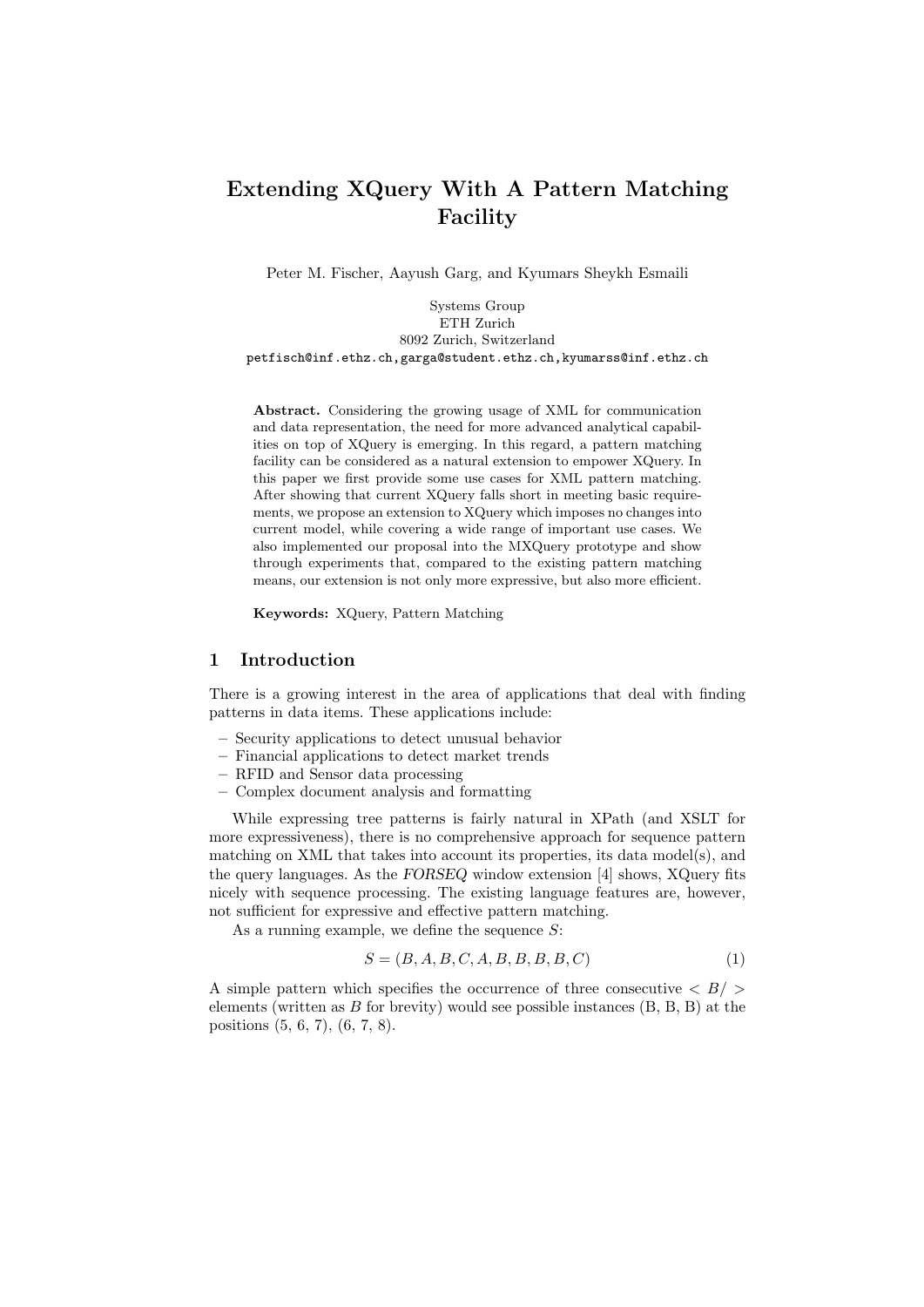# Extending XQuery With A Pattern Matching Facility

Peter M. Fischer, Aayush Garg, and Kyumars Sheykh Esmaili

Systems Group
ETH Zurich
8092 Zurich, Switzerland
petfisch@inf.ethz.ch,garga@student.ethz.ch,kyumarss@inf.ethz.ch

**Abstract.** Considering the growing usage of XML for communication and data representation, the need for more advanced analytical capabilities on top of XQuery is emerging. In this regard, a pattern matching facility can be considered as a natural extension to empower XQuery. In this paper we first provide some use cases for XML pattern matching. After showing that current XQuery falls short in meeting basic requirements, we propose an extension to XQuery which imposes no changes into current model, while covering a wide range of important use cases. We also implemented our proposal into the MXQuery prototype and show through experiments that, compared to the existing pattern matching means, our extension is not only more expressive, but also more efficient.

**Keywords:** XQuery, Pattern Matching

## 1 Introduction

There is a growing interest in the area of applications that deal with finding patterns in data items. These applications include:

- Security applications to detect unusual behavior
- Financial applications to detect market trends
- RFID and Sensor data processing
- Complex document analysis and formatting

While expressing tree patterns is fairly natural in XPath (and XSLT for more expressiveness), there is no comprehensive approach for sequence pattern matching on XML that takes into account its properties, its data model(s), and the query languages. As the *FORSEQ* window extension [4] shows, XQuery fits nicely with sequence processing. The existing language features are, however, not sufficient for expressive and effective pattern matching.

As a running example, we define the sequence $S$:

$$S = (B, A, B, C, A, B, B, B, B, C) \quad (1)$$

A simple pattern which specifies the occurrence of three consecutive $< B/ >$ elements (written as $B$ for brevity) would see possible instances (B, B, B) at the positions (5, 6, 7), (6, 7, 8).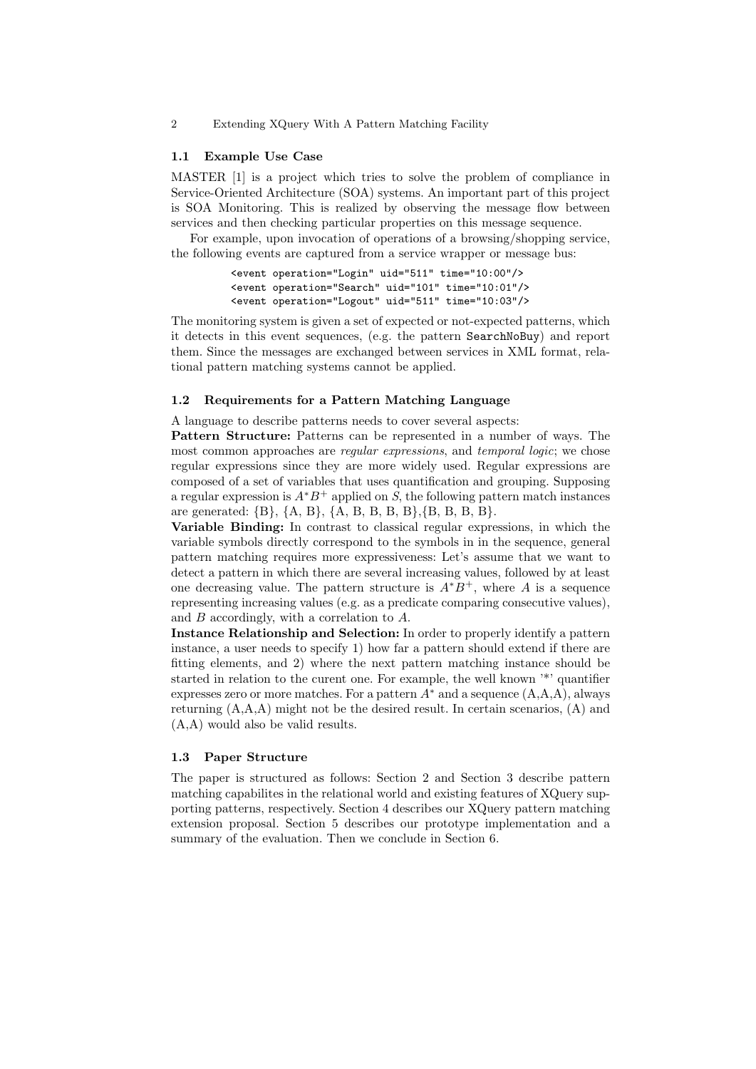### 1.1 Example Use Case

MASTER [1] is a project which tries to solve the problem of compliance in Service-Oriented Architecture (SOA) systems. An important part of this project is SOA Monitoring. This is realized by observing the message flow between services and then checking particular properties on this message sequence.

For example, upon invocation of operations of a browsing/shopping service, the following events are captured from a service wrapper or message bus:

```
<event operation="Login" uid="511" time="10:00"/>
<event operation="Search" uid="101" time="10:01"/>
<event operation="Logout" uid="511" time="10:03"/>
```

The monitoring system is given a set of expected or not-expected patterns, which it detects in this event sequences, (e.g. the pattern `SearchNoBuy`) and report them. Since the messages are exchanged between services in XML format, relational pattern matching systems cannot be applied.

### 1.2 Requirements for a Pattern Matching Language

A language to describe patterns needs to cover several aspects:

**Pattern Structure:** Patterns can be represented in a number of ways. The most common approaches are *regular expressions*, and *temporal logic*; we chose regular expressions since they are more widely used. Regular expressions are composed of a set of variables that uses quantification and grouping. Supposing a regular expression is $A^*B^+$ applied on *S*, the following pattern match instances are generated: {B}, {A, B}, {A, B, B, B, B},{B, B, B, B}.

**Variable Binding:** In contrast to classical regular expressions, in which the variable symbols directly correspond to the symbols in in the sequence, general pattern matching requires more expressiveness: Let's assume that we want to detect a pattern in which there are several increasing values, followed by at least one decreasing value. The pattern structure is $A^*B^+$, where $A$ is a sequence representing increasing values (e.g. as a predicate comparing consecutive values), and $B$ accordingly, with a correlation to $A$.

**Instance Relationship and Selection:** In order to properly identify a pattern instance, a user needs to specify 1) how far a pattern should extend if there are fitting elements, and 2) where the next pattern matching instance should be started in relation to the curent one. For example, the well known '*' quantifier expresses zero or more matches. For a pattern $A^*$ and a sequence (A,A,A), always returning (A,A,A) might not be the desired result. In certain scenarios, (A) and (A,A) would also be valid results.

### 1.3 Paper Structure

The paper is structured as follows: Section 2 and Section 3 describe pattern matching capabilites in the relational world and existing features of XQuery supporting patterns, respectively. Section 4 describes our XQuery pattern matching extension proposal. Section 5 describes our prototype implementation and a summary of the evaluation. Then we conclude in Section 6.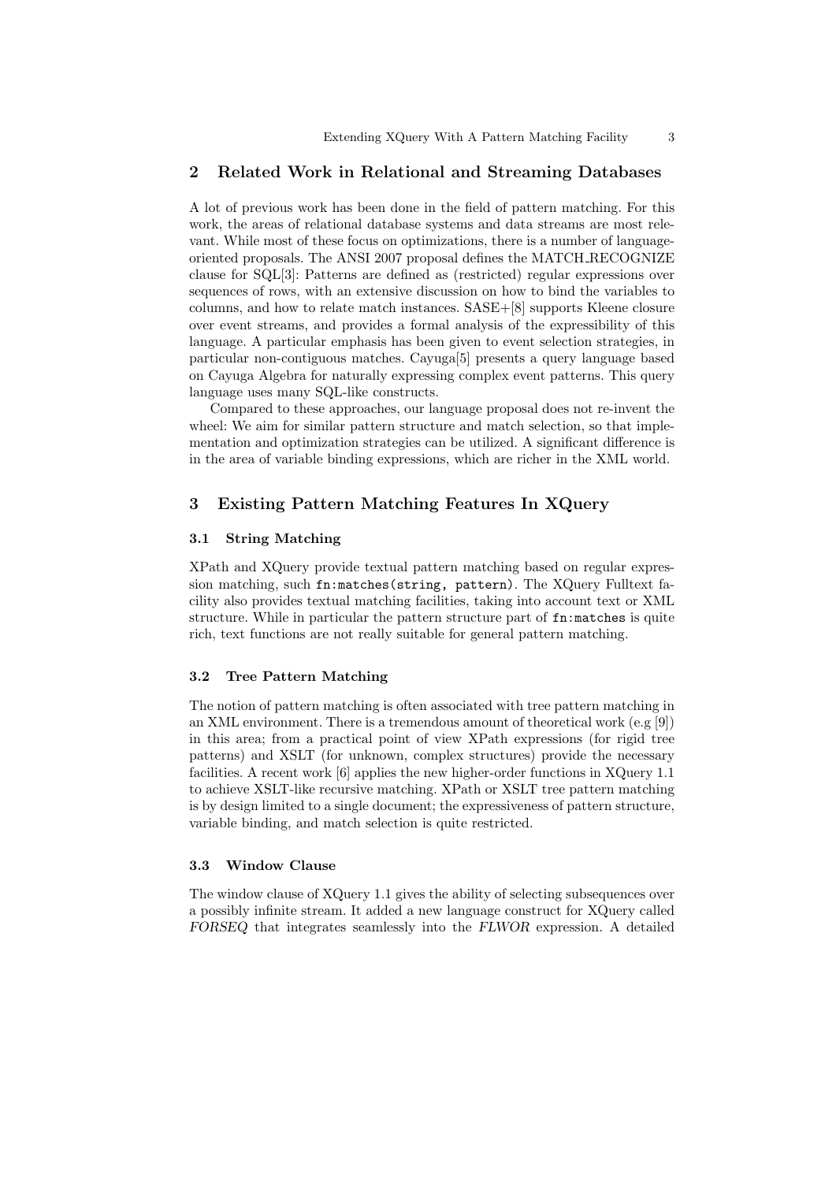## 2 Related Work in Relational and Streaming Databases

A lot of previous work has been done in the field of pattern matching. For this work, the areas of relational database systems and data streams are most relevant. While most of these focus on optimizations, there is a number of language-oriented proposals. The ANSI 2007 proposal defines the MATCH_RECOGNIZE clause for SQL[3]: Patterns are defined as (restricted) regular expressions over sequences of rows, with an extensive discussion on how to bind the variables to columns, and how to relate match instances. SASE+[8] supports Kleene closure over event streams, and provides a formal analysis of the expressibility of this language. A particular emphasis has been given to event selection strategies, in particular non-contiguous matches. Cayuga[5] presents a query language based on Cayuga Algebra for naturally expressing complex event patterns. This query language uses many SQL-like constructs.

Compared to these approaches, our language proposal does not re-invent the wheel: We aim for similar pattern structure and match selection, so that implementation and optimization strategies can be utilized. A significant difference is in the area of variable binding expressions, which are richer in the XML world.

## 3 Existing Pattern Matching Features In XQuery

### 3.1 String Matching

XPath and XQuery provide textual pattern matching based on regular expression matching, such `fn:matches(string, pattern)`. The XQuery Fulltext facility also provides textual matching facilities, taking into account text or XML structure. While in particular the pattern structure part of `fn:matches` is quite rich, text functions are not really suitable for general pattern matching.

### 3.2 Tree Pattern Matching

The notion of pattern matching is often associated with tree pattern matching in an XML environment. There is a tremendous amount of theoretical work (e.g [9]) in this area; from a practical point of view XPath expressions (for rigid tree patterns) and XSLT (for unknown, complex structures) provide the necessary facilities. A recent work [6] applies the new higher-order functions in XQuery 1.1 to achieve XSLT-like recursive matching. XPath or XSLT tree pattern matching is by design limited to a single document; the expressiveness of pattern structure, variable binding, and match selection is quite restricted.

### 3.3 Window Clause

The window clause of XQuery 1.1 gives the ability of selecting subsequences over a possibly infinite stream. It added a new language construct for XQuery called *FORSEQ* that integrates seamlessly into the *FLWOR* expression. A detailed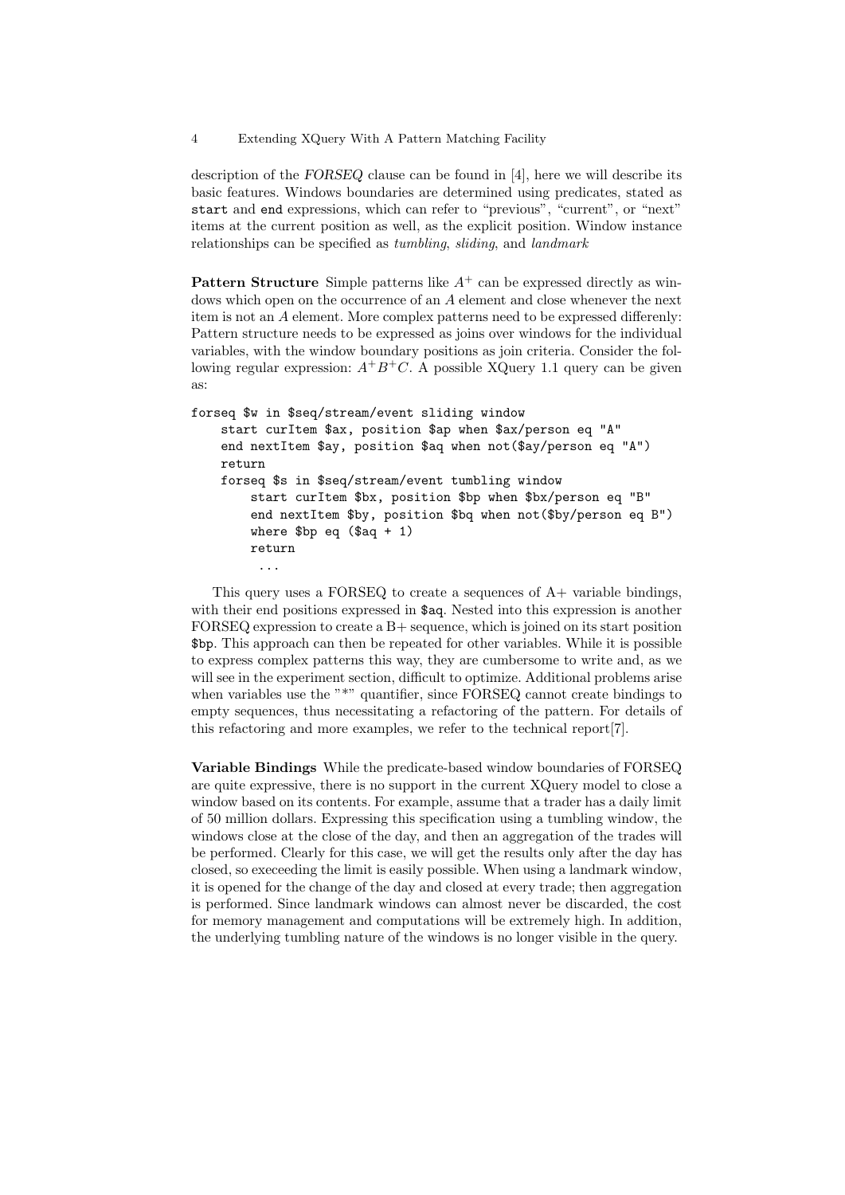description of the *FORSEQ* clause can be found in [4], here we will describe its basic features. Windows boundaries are determined using predicates, stated as `start` and `end` expressions, which can refer to "previous", "current", or "next" items at the current position as well, as the explicit position. Window instance relationships can be specified as *tumbling*, *sliding*, and *landmark*

**Pattern Structure** Simple patterns like $A^+$ can be expressed directly as windows which open on the occurrence of an $A$ element and close whenever the next item is not an $A$ element. More complex patterns need to be expressed differenly: Pattern structure needs to be expressed as joins over windows for the individual variables, with the window boundary positions as join criteria. Consider the following regular expression: $A^+B^+C$. A possible XQuery 1.1 query can be given as:

```
forseq $w in $seq/stream/event sliding window
    start curItem $ax, position $ap when $ax/person eq "A"
    end nextItem $ay, position $aq when not($ay/person eq "A")
    return
    forseq $s in $seq/stream/event tumbling window
        start curItem $bx, position $bp when $bx/person eq "B"
        end nextItem $by, position $bq when not($by/person eq B")
        where $bp eq ($aq + 1)
        return
         ...
```

This query uses a FORSEQ to create a sequences of A+ variable bindings, with their end positions expressed in `$aq`. Nested into this expression is another FORSEQ expression to create a B+ sequence, which is joined on its start position `$bp`. This approach can then be repeated for other variables. While it is possible to express complex patterns this way, they are cumbersome to write and, as we will see in the experiment section, difficult to optimize. Additional problems arise when variables use the "*" quantifier, since FORSEQ cannot create bindings to empty sequences, thus necessitating a refactoring of the pattern. For details of this refactoring and more examples, we refer to the technical report[7].

**Variable Bindings** While the predicate-based window boundaries of FORSEQ are quite expressive, there is no support in the current XQuery model to close a window based on its contents. For example, assume that a trader has a daily limit of 50 million dollars. Expressing this specification using a tumbling window, the windows close at the close of the day, and then an aggregation of the trades will be performed. Clearly for this case, we will get the results only after the day has closed, so execeeding the limit is easily possible. When using a landmark window, it is opened for the change of the day and closed at every trade; then aggregation is performed. Since landmark windows can almost never be discarded, the cost for memory management and computations will be extremely high. In addition, the underlying tumbling nature of the windows is no longer visible in the query.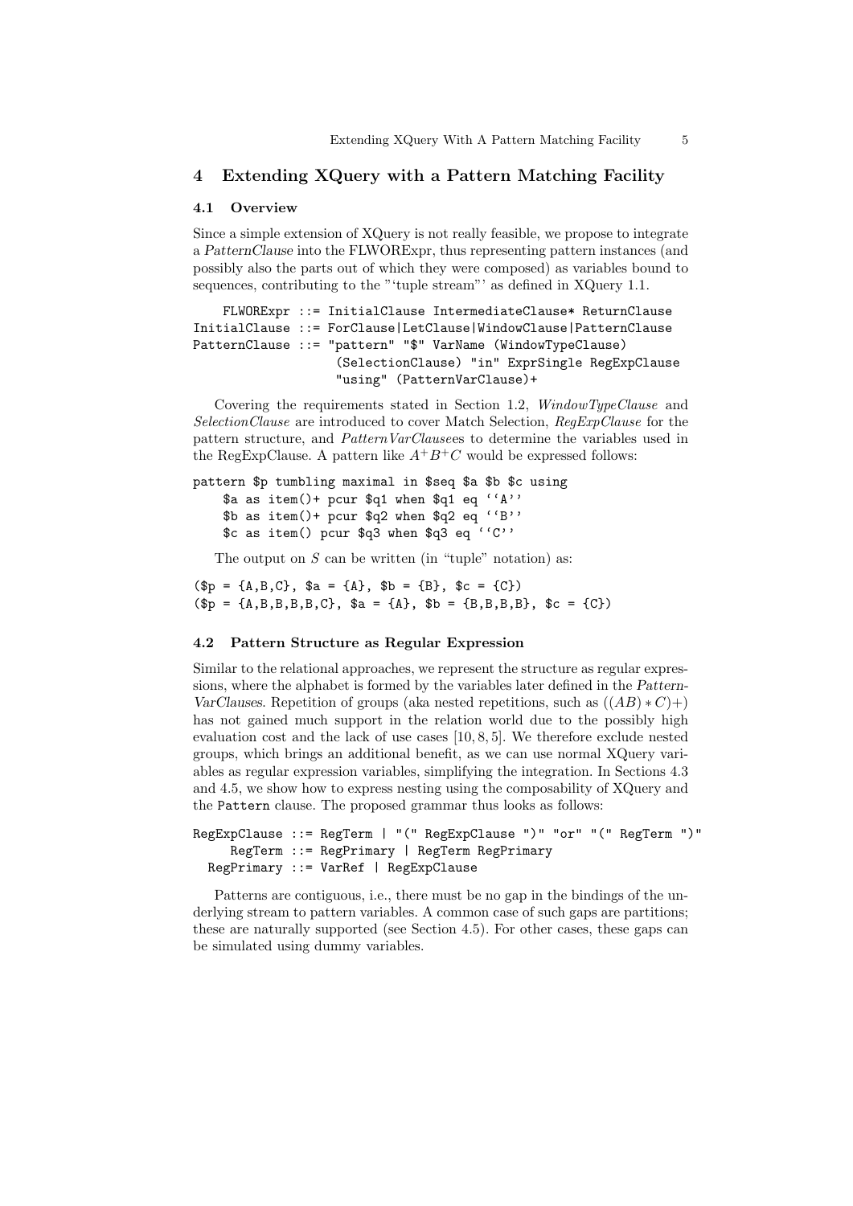## 4 Extending XQuery with a Pattern Matching Facility

### 4.1 Overview

Since a simple extension of XQuery is not really feasible, we propose to integrate a *PatternClause* into the FLWORExpr, thus representing pattern instances (and possibly also the parts out of which they were composed) as variables bound to sequences, contributing to the "'tuple stream"' as defined in XQuery 1.1.

```
    FLWORExpr ::= InitialClause IntermediateClause* ReturnClause
InitialClause ::= ForClause|LetClause|WindowClause|PatternClause
PatternClause ::= "pattern" "$" VarName (WindowTypeClause)
                  (SelectionClause) "in" ExprSingle RegExpClause
                  "using" (PatternVarClause)+
```

Covering the requirements stated in Section 1.2, *WindowTypeClause* and *SelectionClause* are introduced to cover Match Selection, *RegExpClause* for the pattern structure, and *PatternVarClause*es to determine the variables used in the RegExpClause. A pattern like $A^+B^+C$ would be expressed follows:

```
pattern $p tumbling maximal in $seq $a $b $c using
    $a as item()+ pcur $q1 when $q1 eq ''A''
    $b as item()+ pcur $q2 when $q2 eq ''B''
    $c as item() pcur $q3 when $q3 eq ''C''
```

The output on $S$ can be written (in "tuple" notation) as:

```
($p = {A,B,C}, $a = {A}, $b = {B}, $c = {C})
($p = {A,B,B,B,B,C}, $a = {A}, $b = {B,B,B,B}, $c = {C})
```

### 4.2 Pattern Structure as Regular Expression

Similar to the relational approaches, we represent the structure as regular expressions, where the alphabet is formed by the variables later defined in the *Pattern-VarClauses*. Repetition of groups (aka nested repetitions, such as $((AB) * C)+$) has not gained much support in the relation world due to the possibly high evaluation cost and the lack of use cases [10, 8, 5]. We therefore exclude nested groups, which brings an additional benefit, as we can use normal XQuery variables as regular expression variables, simplifying the integration. In Sections 4.3 and 4.5, we show how to express nesting using the composability of XQuery and the `Pattern` clause. The proposed grammar thus looks as follows:

```
RegExpClause ::= RegTerm | "(" RegExpClause ")" "or" "(" RegTerm ")"
     RegTerm ::= RegPrimary | RegTerm RegPrimary
  RegPrimary ::= VarRef | RegExpClause
```

Patterns are contiguous, i.e., there must be no gap in the bindings of the underlying stream to pattern variables. A common case of such gaps are partitions; these are naturally supported (see Section 4.5). For other cases, these gaps can be simulated using dummy variables.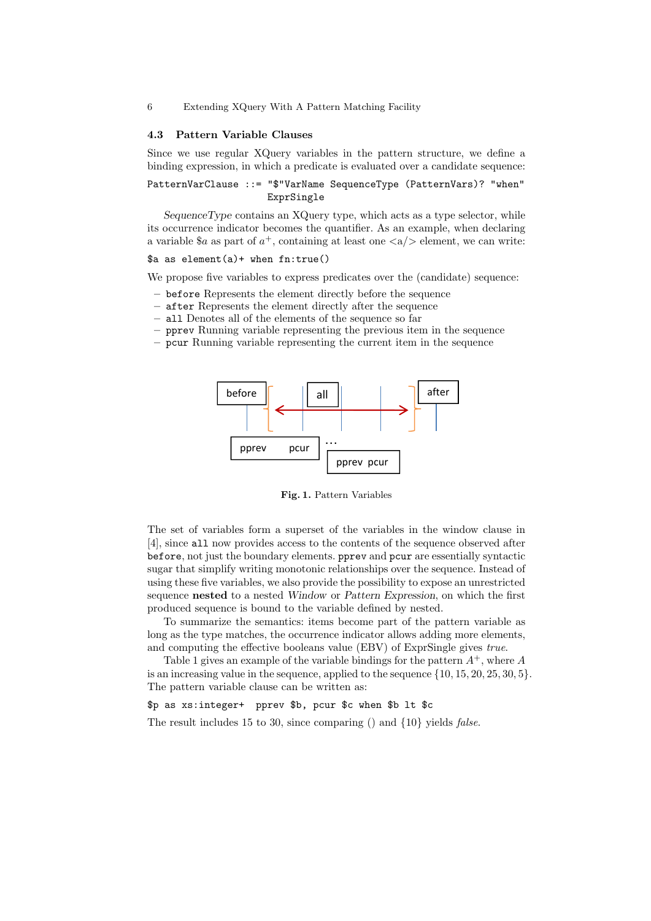### 4.3 Pattern Variable Clauses

Since we use regular XQuery variables in the pattern structure, we define a binding expression, in which a predicate is evaluated over a candidate sequence:

```
PatternVarClause ::= "$"VarName SequenceType (PatternVars)? "when"
                     ExprSingle
```

*SequenceType* contains an XQuery type, which acts as a type selector, while its occurrence indicator becomes the quantifier. As an example, when declaring a variable $\$a$ as part of $a^+$, containing at least one <a/> element, we can write:

```
$a as element(a)+ when fn:true()
```

We propose five variables to express predicates over the (candidate) sequence:

- `before` Represents the element directly before the sequence
- `after` Represents the element directly after the sequence
- `all` Denotes all of the elements of the sequence so far
- `pprev` Running variable representing the previous item in the sequence
- `pcur` Running variable representing the current item in the sequence

before
all
after
pprev pcur
...
pprev pcur

**Fig. 1.** Pattern Variables

The set of variables form a superset of the variables in the window clause in [4], since `all` now provides access to the contents of the sequence observed after `before`, not just the boundary elements. `pprev` and `pcur` are essentially syntactic sugar that simplify writing monotonic relationships over the sequence. Instead of using these five variables, we also provide the possibility to expose an unrestricted sequence **nested** to a nested *Window* or *Pattern Expression*, on which the first produced sequence is bound to the variable defined by nested.

To summarize the semantics: items become part of the pattern variable as long as the type matches, the occurrence indicator allows adding more elements, and computing the effective booleans value (EBV) of ExprSingle gives *true*.

Table 1 gives an example of the variable bindings for the pattern $A^+$, where $A$ is an increasing value in the sequence, applied to the sequence $\{10, 15, 20, 25, 30, 5\}$. The pattern variable clause can be written as:

```
$p as xs:integer+  pprev $b, pcur $c when $b lt $c
```

The result includes 15 to 30, since comparing () and $\{10\}$ yields *false*.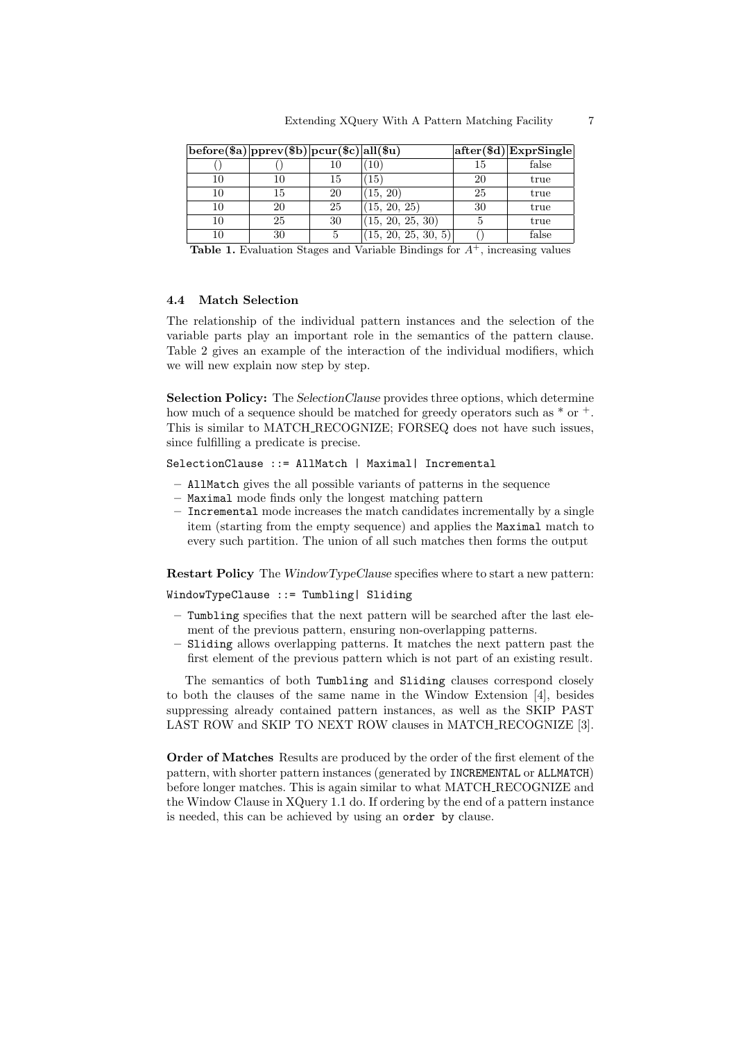| before($a) | pprev($b) | pcur($c) | all($u) | after($d) | ExprSingle |
|---|---|---|---|---|---|
| () | () | 10 | (10) | 15 | false |
| 10 | 10 | 15 | (15) | 20 | true |
| 10 | 15 | 20 | (15, 20) | 25 | true |
| 10 | 20 | 25 | (15, 20, 25) | 30 | true |
| 10 | 25 | 30 | (15, 20, 25, 30) | 5 | true |
| 10 | 30 | 5 | (15, 20, 25, 30, 5) | () | false |

**Table 1.** Evaluation Stages and Variable Bindings for $A^{+}$, increasing values

### 4.4 Match Selection

The relationship of the individual pattern instances and the selection of the variable parts play an important role in the semantics of the pattern clause. Table 2 gives an example of the interaction of the individual modifiers, which we will new explain now step by step.

**Selection Policy:** The *SelectionClause* provides three options, which determine how much of a sequence should be matched for greedy operators such as $^{*}$ or $^{+}$. This is similar to MATCH_RECOGNIZE; FORSEQ does not have such issues, since fulfilling a predicate is precise.

```
SelectionClause ::= AllMatch | Maximal| Incremental
```

- `AllMatch` gives the all possible variants of patterns in the sequence
- `Maximal` mode finds only the longest matching pattern
- `Incremental` mode increases the match candidates incrementally by a single item (starting from the empty sequence) and applies the `Maximal` match to every such partition. The union of all such matches then forms the output

**Restart Policy** The *WindowTypeClause* specifies where to start a new pattern:

```
WindowTypeClause ::= Tumbling| Sliding
```

- `Tumbling` specifies that the next pattern will be searched after the last element of the previous pattern, ensuring non-overlapping patterns.
- `Sliding` allows overlapping patterns. It matches the next pattern past the first element of the previous pattern which is not part of an existing result.

The semantics of both `Tumbling` and `Sliding` clauses correspond closely to both the clauses of the same name in the Window Extension [4], besides suppressing already contained pattern instances, as well as the SKIP PAST LAST ROW and SKIP TO NEXT ROW clauses in MATCH_RECOGNIZE [3].

**Order of Matches** Results are produced by the order of the first element of the pattern, with shorter pattern instances (generated by `INCREMENTAL` or `ALLMATCH`) before longer matches. This is again similar to what MATCH_RECOGNIZE and the Window Clause in XQuery 1.1 do. If ordering by the end of a pattern instance is needed, this can be achieved by using an `order by` clause.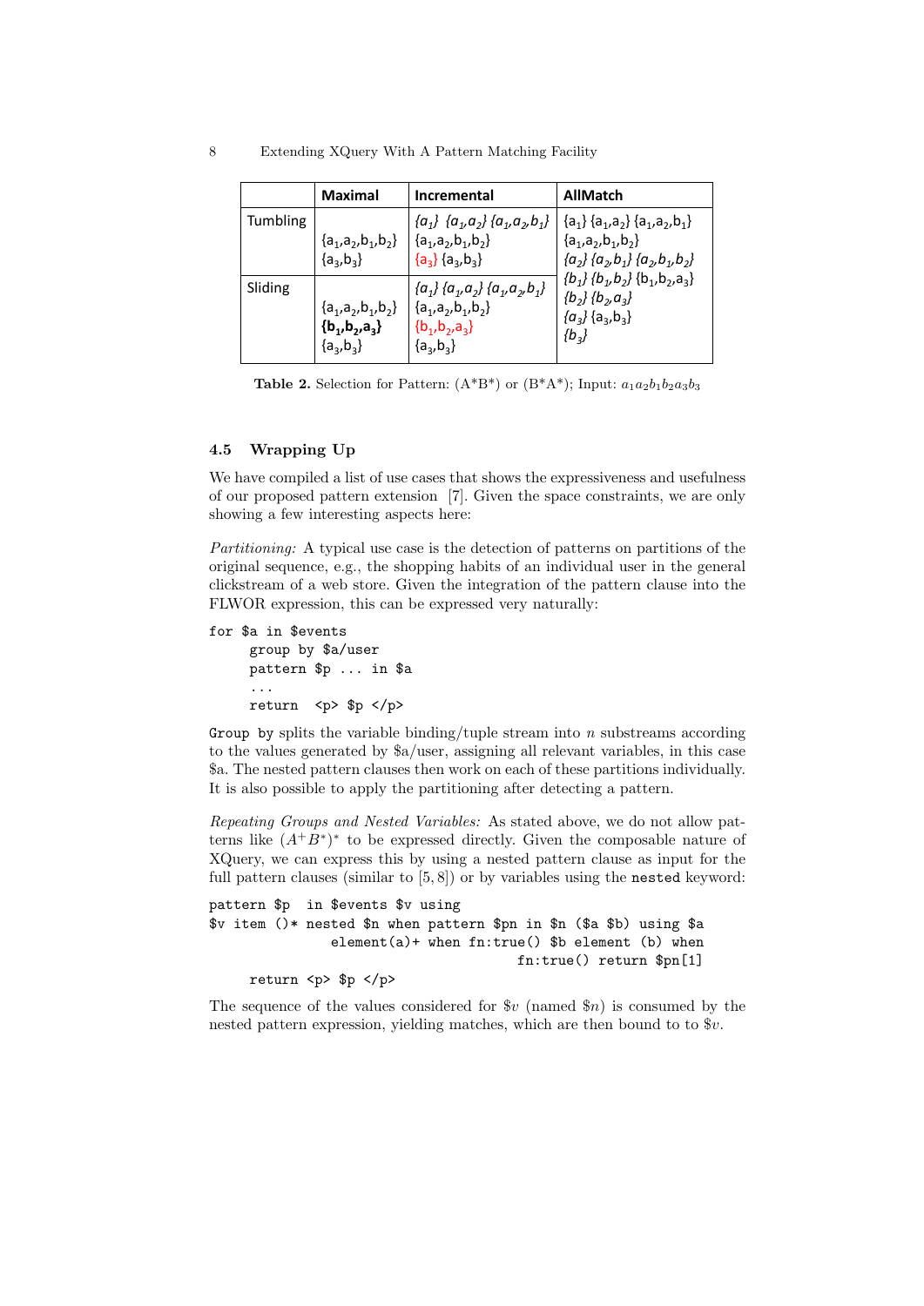| | Maximal | Incremental | AllMatch |
|---|---|---|---|
| Tumbling | $\{a_1,a_2,b_1,b_2\}$ $\{a_3,b_3\}$ | *$\{a_1\}$ $\{a_1,a_2\}$ $\{a_1,a_2,b_1\}$* $\{a_1,a_2,b_1,b_2\}$ $\{a_3\}$ $\{a_3,b_3\}$ | $\{a_1\}$ $\{a_1,a_2\}$ $\{a_1,a_2,b_1\}$ $\{a_1,a_2,b_1,b_2\}$ *$\{a_2\}$ $\{a_2,b_1\}$ $\{a_2,b_1,b_2\}$* *$\{b_1\}$ $\{b_1,b_2\}$* $\{b_1,b_2,a_3\}$ *$\{b_2\}$ $\{b_2,a_3\}$* *$\{a_3\}$* $\{a_3,b_3\}$ *$\{b_3\}$* |
| Sliding | $\{a_1,a_2,b_1,b_2\}$ **$\{b_1,b_2,a_3\}$** $\{a_3,b_3\}$ | *$\{a_1\}$ $\{a_1,a_2\}$ $\{a_1,a_2,b_1\}$* $\{a_1,a_2,b_1,b_2\}$ $\{b_1,b_2,a_3\}$ $\{a_3,b_3\}$ | |

**Table 2.** Selection for Pattern: (A\*B\*) or (B\*A\*); Input: $a_1a_2b_1b_2a_3b_3$

### 4.5 Wrapping Up

We have compiled a list of use cases that shows the expressiveness and usefulness of our proposed pattern extension [7]. Given the space constraints, we are only showing a few interesting aspects here:

*Partitioning:* A typical use case is the detection of patterns on partitions of the original sequence, e.g., the shopping habits of an individual user in the general clickstream of a web store. Given the integration of the pattern clause into the FLWOR expression, this can be expressed very naturally:

```
for $a in $events
     group by $a/user
     pattern $p ... in $a
     ...
     return  <p> $p </p>
```

`Group by` splits the variable binding/tuple stream into $n$ substreams according to the values generated by \$a/user, assigning all relevant variables, in this case \$a. The nested pattern clauses then work on each of these partitions individually. It is also possible to apply the partitioning after detecting a pattern.

*Repeating Groups and Nested Variables:* As stated above, we do not allow patterns like $(A^+B^*)^*$ to be expressed directly. Given the composable nature of XQuery, we can express this by using a nested pattern clause as input for the full pattern clauses (similar to [5, 8]) or by variables using the `nested` keyword:

```
pattern $p  in $events $v using
$v item ()* nested $n when pattern $pn in $n ($a $b) using $a
               element(a)+ when fn:true() $b element (b) when
                                       fn:true() return $pn[1]
     return <p> $p </p>
```

The sequence of the values considered for \$$v$ (named \$$n$) is consumed by the nested pattern expression, yielding matches, which are then bound to to \$$v$.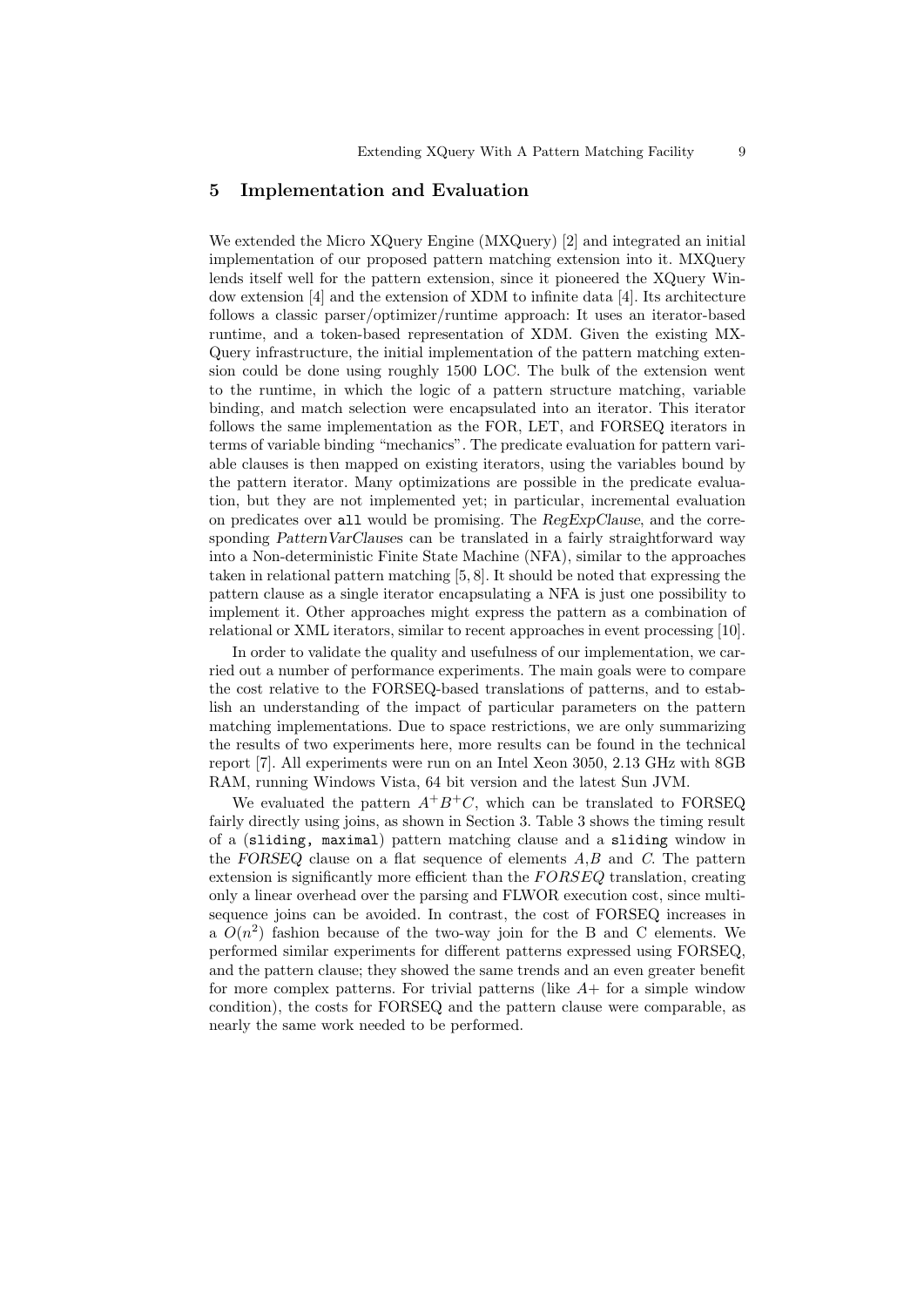## 5 Implementation and Evaluation

We extended the Micro XQuery Engine (MXQuery) [2] and integrated an initial implementation of our proposed pattern matching extension into it. MXQuery lends itself well for the pattern extension, since it pioneered the XQuery Window extension [4] and the extension of XDM to infinite data [4]. Its architecture follows a classic parser/optimizer/runtime approach: It uses an iterator-based runtime, and a token-based representation of XDM. Given the existing MX-Query infrastructure, the initial implementation of the pattern matching extension could be done using roughly 1500 LOC. The bulk of the extension went to the runtime, in which the logic of a pattern structure matching, variable binding, and match selection were encapsulated into an iterator. This iterator follows the same implementation as the FOR, LET, and FORSEQ iterators in terms of variable binding "mechanics". The predicate evaluation for pattern variable clauses is then mapped on existing iterators, using the variables bound by the pattern iterator. Many optimizations are possible in the predicate evaluation, but they are not implemented yet; in particular, incremental evaluation on predicates over `all` would be promising. The *RegExpClause*, and the corresponding *PatternVarClauses* can be translated in a fairly straightforward way into a Non-deterministic Finite State Machine (NFA), similar to the approaches taken in relational pattern matching [5, 8]. It should be noted that expressing the pattern clause as a single iterator encapsulating a NFA is just one possibility to implement it. Other approaches might express the pattern as a combination of relational or XML iterators, similar to recent approaches in event processing [10].

In order to validate the quality and usefulness of our implementation, we carried out a number of performance experiments. The main goals were to compare the cost relative to the FORSEQ-based translations of patterns, and to establish an understanding of the impact of particular parameters on the pattern matching implementations. Due to space restrictions, we are only summarizing the results of two experiments here, more results can be found in the technical report [7]. All experiments were run on an Intel Xeon 3050, 2.13 GHz with 8GB RAM, running Windows Vista, 64 bit version and the latest Sun JVM.

We evaluated the pattern $A^{+}B^{+}C$, which can be translated to FORSEQ fairly directly using joins, as shown in Section 3. Table 3 shows the timing result of a (`sliding, maximal`) pattern matching clause and a `sliding` window in the *FORSEQ* clause on a flat sequence of elements $A$,$B$ and $C$. The pattern extension is significantly more efficient than the *FORSEQ* translation, creating only a linear overhead over the parsing and FLWOR execution cost, since multi-sequence joins can be avoided. In contrast, the cost of FORSEQ increases in a $O(n^2)$ fashion because of the two-way join for the B and C elements. We performed similar experiments for different patterns expressed using FORSEQ, and the pattern clause; they showed the same trends and an even greater benefit for more complex patterns. For trivial patterns (like $A+$ for a simple window condition), the costs for FORSEQ and the pattern clause were comparable, as nearly the same work needed to be performed.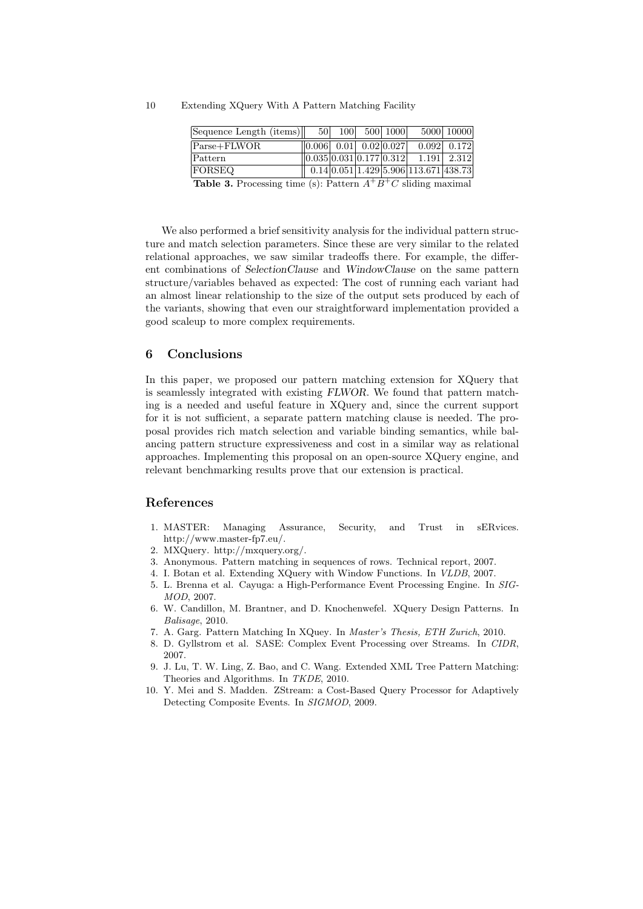| Sequence Length (items) | 50 | 100 | 500 | 1000 | 5000 | 10000 |
|---|---|---|---|---|---|---|
| Parse+FLWOR | 0.006 | 0.01 | 0.02 | 0.027 | 0.092 | 0.172 |
| Pattern | 0.035 | 0.031 | 0.177 | 0.312 | 1.191 | 2.312 |
| FORSEQ | 0.14 | 0.051 | 1.429 | 5.906 | 113.671 | 438.73 |

**Table 3.** Processing time (s): Pattern $A^{+}B^{+}C$ sliding maximal

We also performed a brief sensitivity analysis for the individual pattern structure and match selection parameters. Since these are very similar to the related relational approaches, we saw similar tradeoffs there. For example, the different combinations of *SelectionClause* and *WindowClause* on the same pattern structure/variables behaved as expected: The cost of running each variant had an almost linear relationship to the size of the output sets produced by each of the variants, showing that even our straightforward implementation provided a good scaleup to more complex requirements.

## 6 Conclusions

In this paper, we proposed our pattern matching extension for XQuery that is seamlessly integrated with existing *FLWOR*. We found that pattern matching is a needed and useful feature in XQuery and, since the current support for it is not sufficient, a separate pattern matching clause is needed. The proposal provides rich match selection and variable binding semantics, while balancing pattern structure expressiveness and cost in a similar way as relational approaches. Implementing this proposal on an open-source XQuery engine, and relevant benchmarking results prove that our extension is practical.

## References

1. MASTER: Managing Assurance, Security, and Trust in sERvices. http://www.master-fp7.eu/.
2. MXQuery. http://mxquery.org/.
3. Anonymous. Pattern matching in sequences of rows. Technical report, 2007.
4. I. Botan et al. Extending XQuery with Window Functions. In *VLDB*, 2007.
5. L. Brenna et al. Cayuga: a High-Performance Event Processing Engine. In *SIGMOD*, 2007.
6. W. Candillon, M. Brantner, and D. Knochenwefel. XQuery Design Patterns. In *Balisage*, 2010.
7. A. Garg. Pattern Matching In XQuey. In *Master's Thesis, ETH Zurich*, 2010.
8. D. Gyllstrom et al. SASE: Complex Event Processing over Streams. In *CIDR*, 2007.
9. J. Lu, T. W. Ling, Z. Bao, and C. Wang. Extended XML Tree Pattern Matching: Theories and Algorithms. In *TKDE*, 2010.
10. Y. Mei and S. Madden. ZStream: a Cost-Based Query Processor for Adaptively Detecting Composite Events. In *SIGMOD*, 2009.